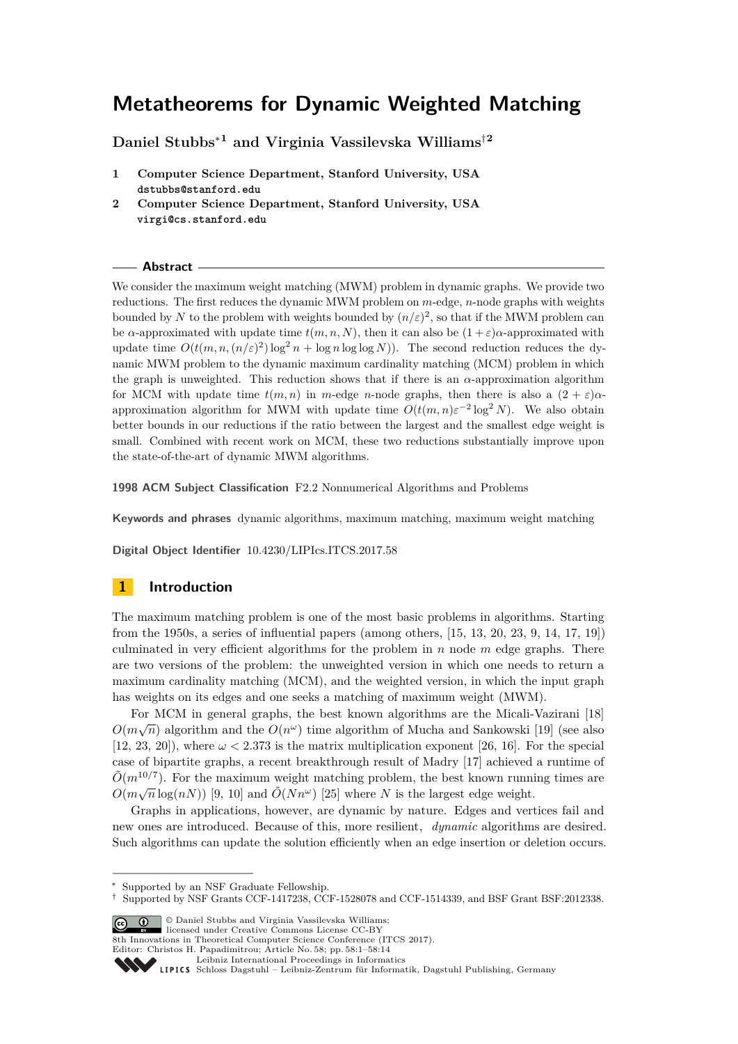# Metatheorems for Dynamic Weighted Matching

**Daniel Stubbs*[1] and Virginia Vassilevska Williams†[2]**

1 **Computer Science Department, Stanford University, USA**
dstubbs@stanford.edu

2 **Computer Science Department, Stanford University, USA**
virgi@cs.stanford.edu

## Abstract

We consider the maximum weight matching (MWM) problem in dynamic graphs. We provide two reductions. The first reduces the dynamic MWM problem on $m$-edge, $n$-node graphs with weights bounded by $N$ to the problem with weights bounded by $(n/\varepsilon)^2$, so that if the MWM problem can be $\alpha$-approximated with update time $t(m, n, N)$, then it can also be $(1+\varepsilon)\alpha$-approximated with update time $O(t(m, n, (n/\varepsilon)^2) \log^2 n + \log n \log \log N))$. The second reduction reduces the dynamic MWM problem to the dynamic maximum cardinality matching (MCM) problem in which the graph is unweighted. This reduction shows that if there is an $\alpha$-approximation algorithm for MCM with update time $t(m, n)$ in $m$-edge $n$-node graphs, then there is also a $(2+\varepsilon)\alpha$-approximation algorithm for MWM with update time $O(t(m, n)\varepsilon^{-2} \log^2 N)$. We also obtain better bounds in our reductions if the ratio between the largest and the smallest edge weight is small. Combined with recent work on MCM, these two reductions substantially improve upon the state-of-the-art of dynamic MWM algorithms.

**1998 ACM Subject Classification** F2.2 Nonnumerical Algorithms and Problems

**Keywords and phrases** dynamic algorithms, maximum matching, maximum weight matching

**Digital Object Identifier** 10.4230/LIPIcs.ITCS.2017.58

## 1 Introduction

The maximum matching problem is one of the most basic problems in algorithms. Starting from the 1950s, a series of influential papers (among others, [15, 13, 20, 23, 9, 14, 17, 19]) culminated in very efficient algorithms for the problem in $n$ node $m$ edge graphs. There are two versions of the problem: the unweighted version in which one needs to return a maximum cardinality matching (MCM), and the weighted version, in which the input graph has weights on its edges and one seeks a matching of maximum weight (MWM).

For MCM in general graphs, the best known algorithms are the Micali-Vazirani [18] $O(m\sqrt{n})$ algorithm and the $O(n^\omega)$ time algorithm of Mucha and Sankowski [19] (see also [12, 23, 20]), where $\omega < 2.373$ is the matrix multiplication exponent [26, 16]. For the special case of bipartite graphs, a recent breakthrough result of Madry [17] achieved a runtime of $\tilde{O}(m^{10/7})$. For the maximum weight matching problem, the best known running times are $O(m\sqrt{n}\log(nN))$ [9, 10] and $\tilde{O}(Nn^\omega)$ [25] where $N$ is the largest edge weight.

Graphs in applications, however, are dynamic by nature. Edges and vertices fail and new ones are introduced. Because of this, more resilient, *dynamic* algorithms are desired. Such algorithms can update the solution efficiently when an edge insertion or deletion occurs.

* Supported by an NSF Graduate Fellowship.
† Supported by NSF Grants CCF-1417238, CCF-1528078 and CCF-1514339, and BSF Grant BSF:2012338.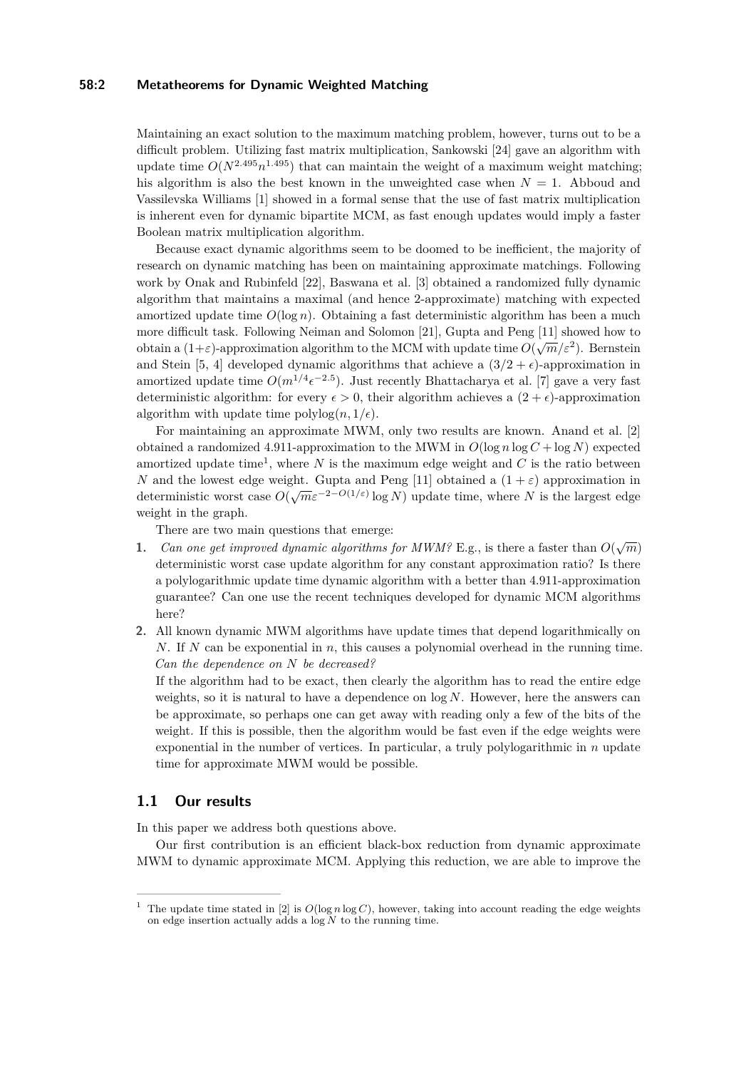Maintaining an exact solution to the maximum matching problem, however, turns out to be a difficult problem. Utilizing fast matrix multiplication, Sankowski [24] gave an algorithm with update time $O(N^{2.495}n^{1.495})$ that can maintain the weight of a maximum weight matching; his algorithm is also the best known in the unweighted case when $N = 1$. Abboud and Vassilevska Williams [1] showed in a formal sense that the use of fast matrix multiplication is inherent even for dynamic bipartite MCM, as fast enough updates would imply a faster Boolean matrix multiplication algorithm.

Because exact dynamic algorithms seem to be doomed to be inefficient, the majority of research on dynamic matching has been on maintaining approximate matchings. Following work by Onak and Rubinfeld [22], Baswana et al. [3] obtained a randomized fully dynamic algorithm that maintains a maximal (and hence 2-approximate) matching with expected amortized update time $O(\log n)$. Obtaining a fast deterministic algorithm has been a much more difficult task. Following Neiman and Solomon [21], Gupta and Peng [11] showed how to obtain a $(1+\varepsilon)$-approximation algorithm to the MCM with update time $O(\sqrt{m}/\varepsilon^2)$. Bernstein and Stein [5, 4] developed dynamic algorithms that achieve a $(3/2+\epsilon)$-approximation in amortized update time $O(m^{1/4}\epsilon^{-2.5})$. Just recently Bhattacharya et al. [7] gave a very fast deterministic algorithm: for every $\epsilon > 0$, their algorithm achieves a $(2+\epsilon)$-approximation algorithm with update time $\text{polylog}(n, 1/\epsilon)$.

For maintaining an approximate MWM, only two results are known. Anand et al. [2] obtained a randomized 4.911-approximation to the MWM in $O(\log n \log C + \log N)$ expected amortized update time[1], where $N$ is the maximum edge weight and $C$ is the ratio between $N$ and the lowest edge weight. Gupta and Peng [11] obtained a $(1+\varepsilon)$ approximation in deterministic worst case $O(\sqrt{m}\varepsilon^{-2-O(1/\varepsilon)}\log N)$ update time, where $N$ is the largest edge weight in the graph.

There are two main questions that emerge:

1. *Can one get improved dynamic algorithms for MWM?* E.g., is there a faster than $O(\sqrt{m})$ deterministic worst case update algorithm for any constant approximation ratio? Is there a polylogarithmic update time dynamic algorithm with a better than 4.911-approximation guarantee? Can one use the recent techniques developed for dynamic MCM algorithms here?
2. All known dynamic MWM algorithms have update times that depend logarithmically on $N$. If $N$ can be exponential in $n$, this causes a polynomial overhead in the running time. *Can the dependence on N be decreased?*

   If the algorithm had to be exact, then clearly the algorithm has to read the entire edge weights, so it is natural to have a dependence on $\log N$. However, here the answers can be approximate, so perhaps one can get away with reading only a few of the bits of the weight. If this is possible, then the algorithm would be fast even if the edge weights were exponential in the number of vertices. In particular, a truly polylogarithmic in $n$ update time for approximate MWM would be possible.

## 1.1 Our results

In this paper we address both questions above.

Our first contribution is an efficient black-box reduction from dynamic approximate MWM to dynamic approximate MCM. Applying this reduction, we are able to improve the

[1] The update time stated in [2] is $O(\log n \log C)$, however, taking into account reading the edge weights on edge insertion actually adds a $\log N$ to the running time.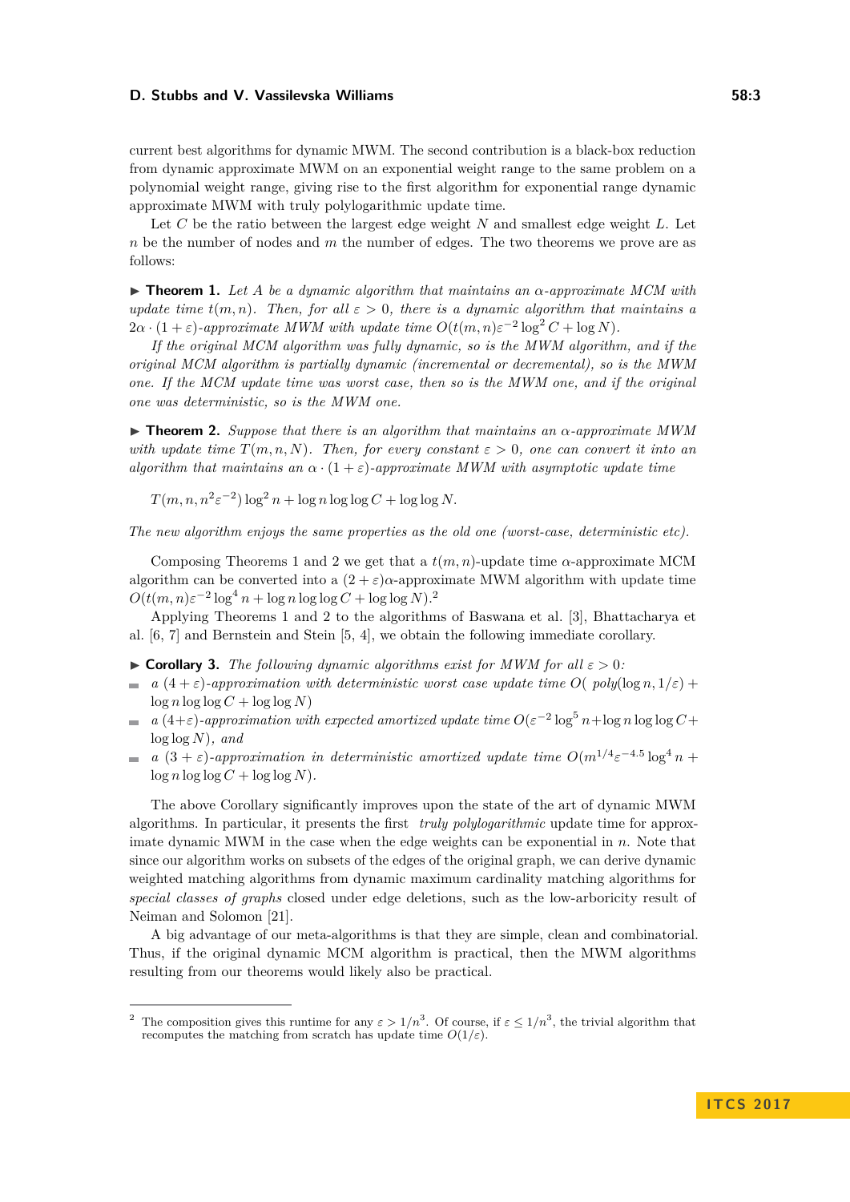current best algorithms for dynamic MWM. The second contribution is a black-box reduction from dynamic approximate MWM on an exponential weight range to the same problem on a polynomial weight range, giving rise to the first algorithm for exponential range dynamic approximate MWM with truly polylogarithmic update time.

Let $C$ be the ratio between the largest edge weight $N$ and smallest edge weight $L$. Let $n$ be the number of nodes and $m$ the number of edges. The two theorems we prove are as follows:

▶ **Theorem 1.** *Let $A$ be a dynamic algorithm that maintains an $\alpha$-approximate MCM with update time $t(m, n)$. Then, for all $\varepsilon > 0$, there is a dynamic algorithm that maintains a $2\alpha \cdot (1 + \varepsilon)$-approximate MWM with update time $O(t(m, n)\varepsilon^{-2} \log^2 C + \log N)$.*

*If the original MCM algorithm was fully dynamic, so is the MWM algorithm, and if the original MCM algorithm is partially dynamic (incremental or decremental), so is the MWM one. If the MCM update time was worst case, then so is the MWM one, and if the original one was deterministic, so is the MWM one.*

▶ **Theorem 2.** *Suppose that there is an algorithm that maintains an $\alpha$-approximate MWM with update time $T(m, n, N)$. Then, for every constant $\varepsilon > 0$, one can convert it into an algorithm that maintains an $\alpha \cdot (1 + \varepsilon)$-approximate MWM with asymptotic update time*

$$T(m, n, n^2\varepsilon^{-2}) \log^2 n + \log n \log \log C + \log \log N.$$

*The new algorithm enjoys the same properties as the old one (worst-case, deterministic etc).*

Composing Theorems 1 and 2 we get that a $t(m, n)$-update time $\alpha$-approximate MCM algorithm can be converted into a $(2 + \varepsilon)\alpha$-approximate MWM algorithm with update time $O(t(m, n)\varepsilon^{-2} \log^4 n + \log n \log \log C + \log \log N)$.[2]

Applying Theorems 1 and 2 to the algorithms of Baswana et al. [3], Bhattacharya et al. [6, 7] and Bernstein and Stein [5, 4], we obtain the following immediate corollary.

▶ **Corollary 3.** *The following dynamic algorithms exist for MWM for all $\varepsilon > 0$:*

- *a $(4 + \varepsilon)$-approximation with deterministic worst case update time $O($ $poly(\log n, 1/\varepsilon) + \log n \log \log C + \log \log N)$*
- *a $(4+\varepsilon)$-approximation with expected amortized update time $O(\varepsilon^{-2} \log^5 n + \log n \log \log C + \log \log N)$, and*
- *a $(3 + \varepsilon)$-approximation in deterministic amortized update time $O(m^{1/4}\varepsilon^{-4.5} \log^4 n + \log n \log \log C + \log \log N)$.*

The above Corollary significantly improves upon the state of the art of dynamic MWM algorithms. In particular, it presents the first *truly polylogarithmic* update time for approximate dynamic MWM in the case when the edge weights can be exponential in $n$. Note that since our algorithm works on subsets of the edges of the original graph, we can derive dynamic weighted matching algorithms from dynamic maximum cardinality matching algorithms for *special classes of graphs* closed under edge deletions, such as the low-arboricity result of Neiman and Solomon [21].

A big advantage of our meta-algorithms is that they are simple, clean and combinatorial. Thus, if the original dynamic MCM algorithm is practical, then the MWM algorithms resulting from our theorems would likely also be practical.

---

[2] The composition gives this runtime for any $\varepsilon > 1/n^3$. Of course, if $\varepsilon \le 1/n^3$, the trivial algorithm that recomputes the matching from scratch has update time $O(1/\varepsilon)$.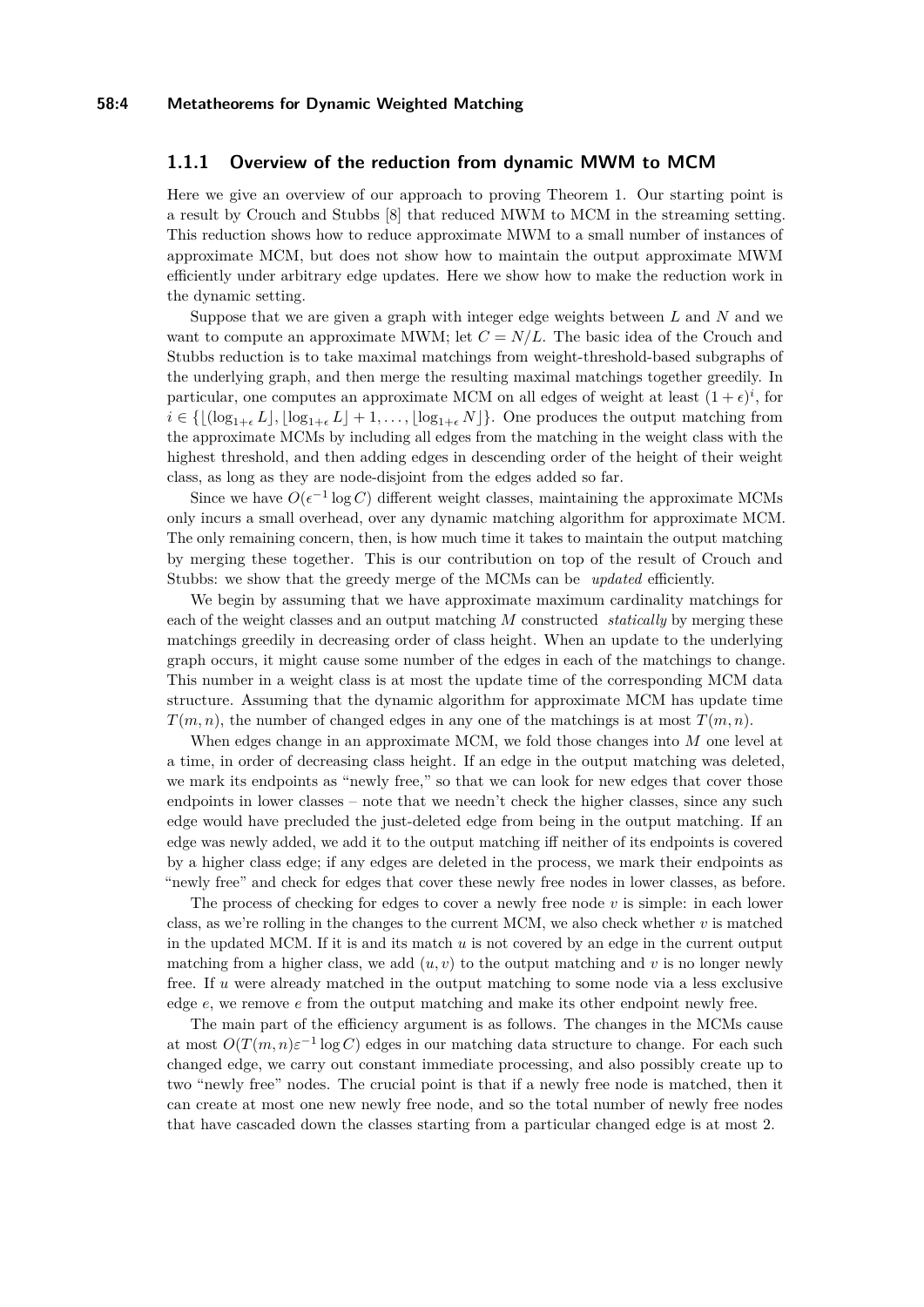### 1.1.1 Overview of the reduction from dynamic MWM to MCM

Here we give an overview of our approach to proving Theorem 1. Our starting point is a result by Crouch and Stubbs [8] that reduced MWM to MCM in the streaming setting. This reduction shows how to reduce approximate MWM to a small number of instances of approximate MCM, but does not show how to maintain the output approximate MWM efficiently under arbitrary edge updates. Here we show how to make the reduction work in the dynamic setting.

Suppose that we are given a graph with integer edge weights between $L$ and $N$ and we want to compute an approximate MWM; let $C = N/L$. The basic idea of the Crouch and Stubbs reduction is to take maximal matchings from weight-threshold-based subgraphs of the underlying graph, and then merge the resulting maximal matchings together greedily. In particular, one computes an approximate MCM on all edges of weight at least $(1+\epsilon)^i$, for $i \in \{\lfloor(\log_{1+\epsilon} L\rfloor, \lfloor \log_{1+\epsilon} L\rfloor + 1, \dots, \lfloor \log_{1+\epsilon} N\rfloor\}$. One produces the output matching from the approximate MCMs by including all edges from the matching in the weight class with the highest threshold, and then adding edges in descending order of the height of their weight class, as long as they are node-disjoint from the edges added so far.

Since we have $O(\epsilon^{-1}\log C)$ different weight classes, maintaining the approximate MCMs only incurs a small overhead, over any dynamic matching algorithm for approximate MCM. The only remaining concern, then, is how much time it takes to maintain the output matching by merging these together. This is our contribution on top of the result of Crouch and Stubbs: we show that the greedy merge of the MCMs can be *updated* efficiently.

We begin by assuming that we have approximate maximum cardinality matchings for each of the weight classes and an output matching $M$ constructed *statically* by merging these matchings greedily in decreasing order of class height. When an update to the underlying graph occurs, it might cause some number of the edges in each of the matchings to change. This number in a weight class is at most the update time of the corresponding MCM data structure. Assuming that the dynamic algorithm for approximate MCM has update time $T(m,n)$, the number of changed edges in any one of the matchings is at most $T(m,n)$.

When edges change in an approximate MCM, we fold those changes into $M$ one level at a time, in order of decreasing class height. If an edge in the output matching was deleted, we mark its endpoints as "newly free," so that we can look for new edges that cover those endpoints in lower classes – note that we needn't check the higher classes, since any such edge would have precluded the just-deleted edge from being in the output matching. If an edge was newly added, we add it to the output matching iff neither of its endpoints is covered by a higher class edge; if any edges are deleted in the process, we mark their endpoints as "newly free" and check for edges that cover these newly free nodes in lower classes, as before.

The process of checking for edges to cover a newly free node $v$ is simple: in each lower class, as we're rolling in the changes to the current MCM, we also check whether $v$ is matched in the updated MCM. If it is and its match $u$ is not covered by an edge in the current output matching from a higher class, we add $(u, v)$ to the output matching and $v$ is no longer newly free. If $u$ were already matched in the output matching to some node via a less exclusive edge $e$, we remove $e$ from the output matching and make its other endpoint newly free.

The main part of the efficiency argument is as follows. The changes in the MCMs cause at most $O(T(m,n)\varepsilon^{-1}\log C)$ edges in our matching data structure to change. For each such changed edge, we carry out constant immediate processing, and also possibly create up to two "newly free" nodes. The crucial point is that if a newly free node is matched, then it can create at most one new newly free node, and so the total number of newly free nodes that have cascaded down the classes starting from a particular changed edge is at most 2.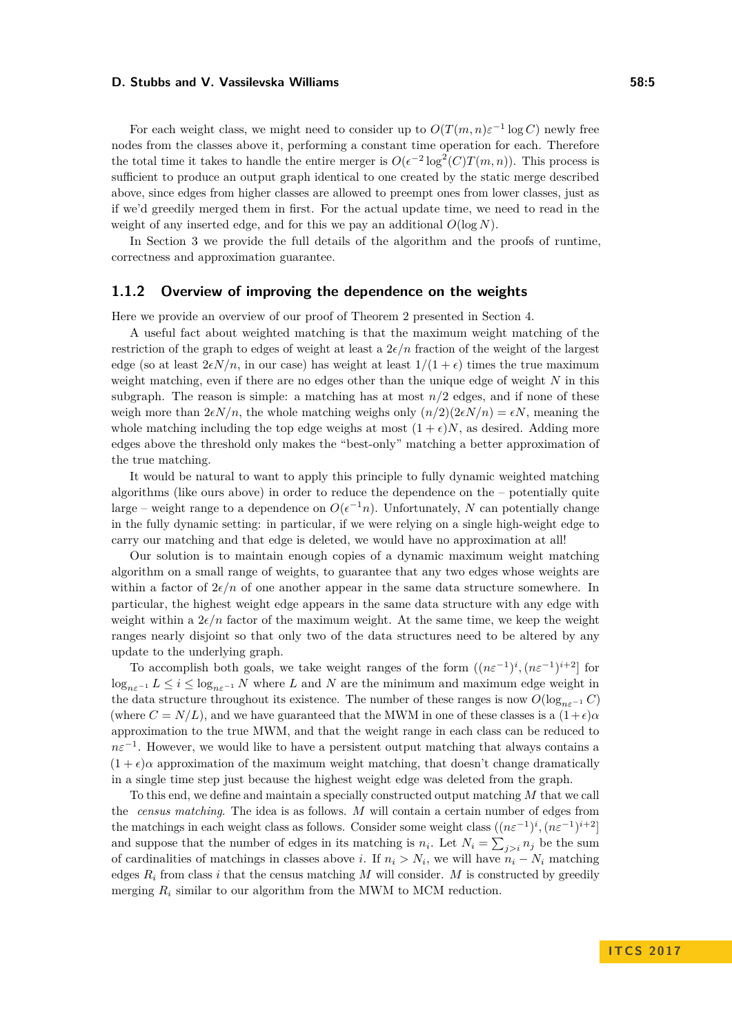For each weight class, we might need to consider up to $O(T(m,n)\varepsilon^{-1}\log C)$ newly free nodes from the classes above it, performing a constant time operation for each. Therefore the total time it takes to handle the entire merger is $O(\epsilon^{-2}\log^2(C)T(m,n))$. This process is sufficient to produce an output graph identical to one created by the static merge described above, since edges from higher classes are allowed to preempt ones from lower classes, just as if we'd greedily merged them in first. For the actual update time, we need to read in the weight of any inserted edge, and for this we pay an additional $O(\log N)$.

In Section 3 we provide the full details of the algorithm and the proofs of runtime, correctness and approximation guarantee.

### 1.1.2 Overview of improving the dependence on the weights

Here we provide an overview of our proof of Theorem 2 presented in Section 4.

A useful fact about weighted matching is that the maximum weight matching of the restriction of the graph to edges of weight at least a $2\epsilon/n$ fraction of the weight of the largest edge (so at least $2\epsilon N/n$, in our case) has weight at least $1/(1+\epsilon)$ times the true maximum weight matching, even if there are no edges other than the unique edge of weight $N$ in this subgraph. The reason is simple: a matching has at most $n/2$ edges, and if none of these weigh more than $2\epsilon N/n$, the whole matching weighs only $(n/2)(2\epsilon N/n) = \epsilon N$, meaning the whole matching including the top edge weighs at most $(1+\epsilon)N$, as desired. Adding more edges above the threshold only makes the "best-only" matching a better approximation of the true matching.

It would be natural to want to apply this principle to fully dynamic weighted matching algorithms (like ours above) in order to reduce the dependence on the – potentially quite large – weight range to a dependence on $O(\epsilon^{-1}n)$. Unfortunately, $N$ can potentially change in the fully dynamic setting: in particular, if we were relying on a single high-weight edge to carry our matching and that edge is deleted, we would have no approximation at all!

Our solution is to maintain enough copies of a dynamic maximum weight matching algorithm on a small range of weights, to guarantee that any two edges whose weights are within a factor of $2\epsilon/n$ of one another appear in the same data structure somewhere. In particular, the highest weight edge appears in the same data structure with any edge with weight within a $2\epsilon/n$ factor of the maximum weight. At the same time, we keep the weight ranges nearly disjoint so that only two of the data structures need to be altered by any update to the underlying graph.

To accomplish both goals, we take weight ranges of the form $((n\varepsilon^{-1})^i, (n\varepsilon^{-1})^{i+2}]$ for $\log_{n\varepsilon^{-1}} L \le i \le \log_{n\varepsilon^{-1}} N$ where $L$ and $N$ are the minimum and maximum edge weight in the data structure throughout its existence. The number of these ranges is now $O(\log_{n\varepsilon^{-1}} C)$ (where $C = N/L$), and we have guaranteed that the MWM in one of these classes is a $(1+\epsilon)\alpha$ approximation to the true MWM, and that the weight range in each class can be reduced to $n\varepsilon^{-1}$. However, we would like to have a persistent output matching that always contains a $(1+\epsilon)\alpha$ approximation of the maximum weight matching, that doesn't change dramatically in a single time step just because the highest weight edge was deleted from the graph.

To this end, we define and maintain a specially constructed output matching $M$ that we call the *census matching*. The idea is as follows. $M$ will contain a certain number of edges from the matchings in each weight class as follows. Consider some weight class $((n\varepsilon^{-1})^i, (n\varepsilon^{-1})^{i+2}]$ and suppose that the number of edges in its matching is $n_i$. Let $N_i = \sum_{j>i} n_j$ be the sum of cardinalities of matchings in classes above $i$. If $n_i > N_i$, we will have $n_i - N_i$ matching edges $R_i$ from class $i$ that the census matching $M$ will consider. $M$ is constructed by greedily merging $R_i$ similar to our algorithm from the MWM to MCM reduction.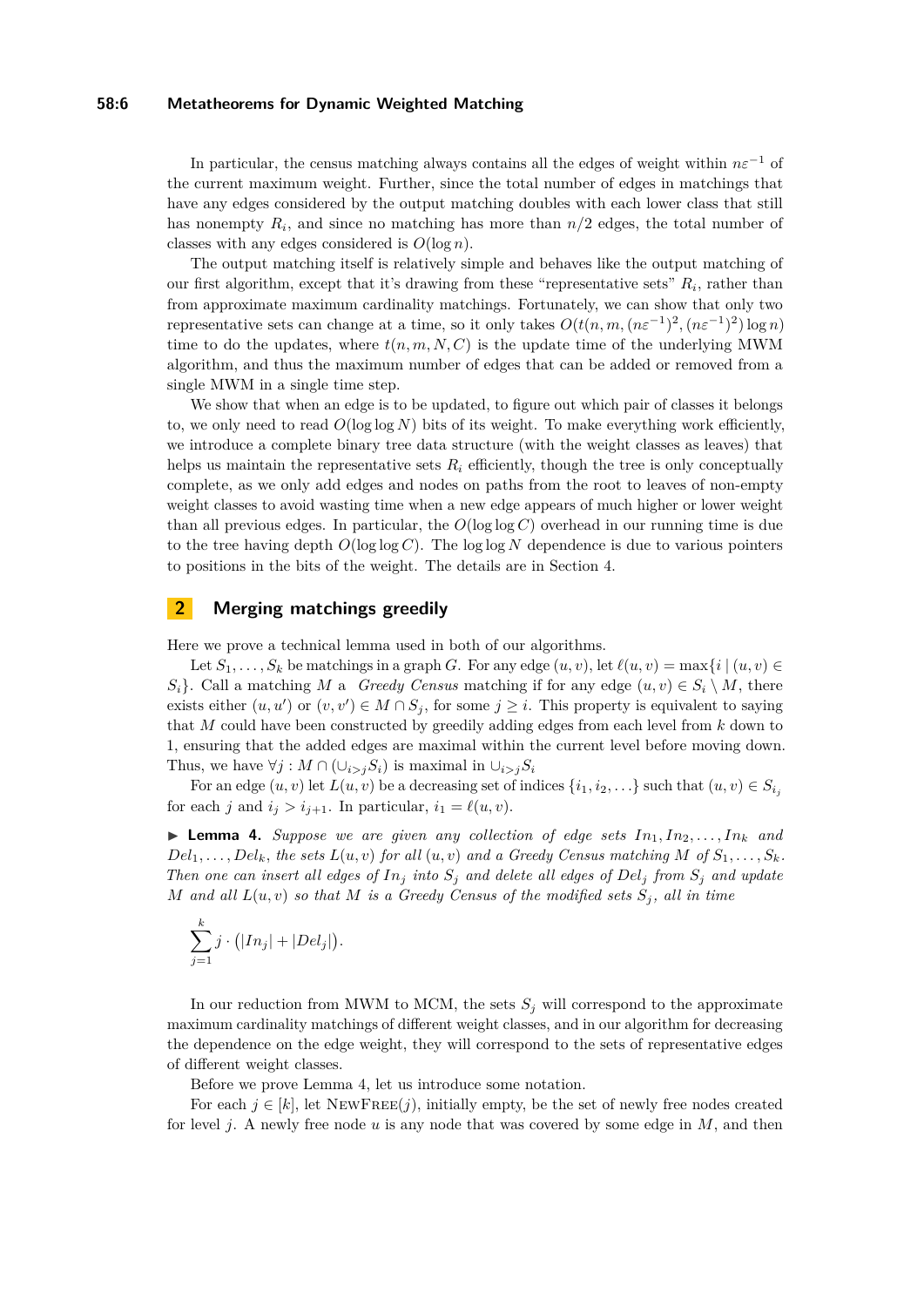In particular, the census matching always contains all the edges of weight within $n\varepsilon^{-1}$ of the current maximum weight. Further, since the total number of edges in matchings that have any edges considered by the output matching doubles with each lower class that still has nonempty $R_i$, and since no matching has more than $n/2$ edges, the total number of classes with any edges considered is $O(\log n)$.

The output matching itself is relatively simple and behaves like the output matching of our first algorithm, except that it's drawing from these "representative sets" $R_i$, rather than from approximate maximum cardinality matchings. Fortunately, we can show that only two representative sets can change at a time, so it only takes $O(t(n, m, (n\varepsilon^{-1})^2, (n\varepsilon^{-1})^2) \log n)$ time to do the updates, where $t(n, m, N, C)$ is the update time of the underlying MWM algorithm, and thus the maximum number of edges that can be added or removed from a single MWM in a single time step.

We show that when an edge is to be updated, to figure out which pair of classes it belongs to, we only need to read $O(\log \log N)$ bits of its weight. To make everything work efficiently, we introduce a complete binary tree data structure (with the weight classes as leaves) that helps us maintain the representative sets $R_i$ efficiently, though the tree is only conceptually complete, as we only add edges and nodes on paths from the root to leaves of non-empty weight classes to avoid wasting time when a new edge appears of much higher or lower weight than all previous edges. In particular, the $O(\log \log C)$ overhead in our running time is due to the tree having depth $O(\log \log C)$. The $\log \log N$ dependence is due to various pointers to positions in the bits of the weight. The details are in Section 4.

## 2 Merging matchings greedily

Here we prove a technical lemma used in both of our algorithms.

Let $S_1, \ldots, S_k$ be matchings in a graph $G$. For any edge $(u, v)$, let $\ell(u, v) = \max\{i \mid (u, v) \in S_i\}$. Call a matching $M$ a *Greedy Census* matching if for any edge $(u, v) \in S_i \setminus M$, there exists either $(u, u')$ or $(v, v') \in M \cap S_j$, for some $j \geq i$. This property is equivalent to saying that $M$ could have been constructed by greedily adding edges from each level from $k$ down to 1, ensuring that the added edges are maximal within the current level before moving down. Thus, we have $\forall j : M \cap (\cup_{i>j} S_i)$ is maximal in $\cup_{i>j} S_i$

For an edge $(u, v)$ let $L(u, v)$ be a decreasing set of indices $\{i_1, i_2, \ldots\}$ such that $(u, v) \in S_{i_j}$ for each $j$ and $i_j > i_{j+1}$. In particular, $i_1 = \ell(u, v)$.

▶ **Lemma 4.** *Suppose we are given any collection of edge sets $In_1, In_2, \ldots, In_k$ and $Del_1, \ldots, Del_k$, the sets $L(u, v)$ for all $(u, v)$ and a Greedy Census matching $M$ of $S_1, \ldots, S_k$. Then one can insert all edges of $In_j$ into $S_j$ and delete all edges of $Del_j$ from $S_j$ and update $M$ and all $L(u, v)$ so that $M$ is a Greedy Census of the modified sets $S_j$, all in time*

$$\sum_{j=1}^{k} j \cdot \left(|In_j| + |Del_j|\right).$$

In our reduction from MWM to MCM, the sets $S_j$ will correspond to the approximate maximum cardinality matchings of different weight classes, and in our algorithm for decreasing the dependence on the edge weight, they will correspond to the sets of representative edges of different weight classes.

Before we prove Lemma 4, let us introduce some notation.

For each $j \in [k]$, let NEWFREE($j$), initially empty, be the set of newly free nodes created for level $j$. A newly free node $u$ is any node that was covered by some edge in $M$, and then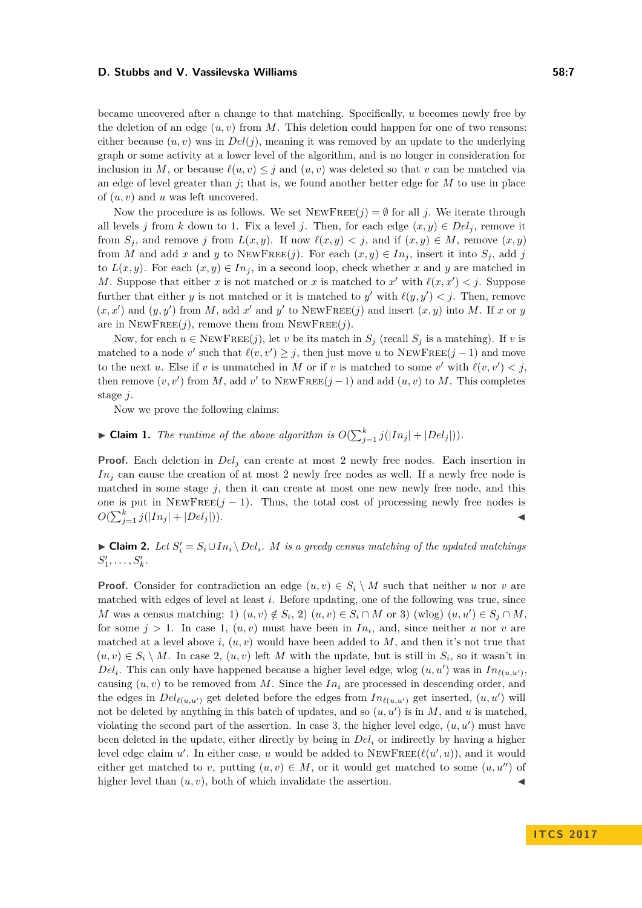became uncovered after a change to that matching. Specifically, $u$ becomes newly free by the deletion of an edge $(u, v)$ from $M$. This deletion could happen for one of two reasons: either because $(u, v)$ was in $Del(j)$, meaning it was removed by an update to the underlying graph or some activity at a lower level of the algorithm, and is no longer in consideration for inclusion in $M$, or because $\ell(u, v) \leq j$ and $(u, v)$ was deleted so that $v$ can be matched via an edge of level greater than $j$; that is, we found another better edge for $M$ to use in place of $(u, v)$ and $u$ was left uncovered.

Now the procedure is as follows. We set $\textsc{NewFree}(j) = \emptyset$ for all $j$. We iterate through all levels $j$ from $k$ down to 1. Fix a level $j$. Then, for each edge $(x, y) \in Del_j$, remove it from $S_j$, and remove $j$ from $L(x, y)$. If now $\ell(x, y) < j$, and if $(x, y) \in M$, remove $(x, y)$ from $M$ and add $x$ and $y$ to $\textsc{NewFree}(j)$. For each $(x, y) \in In_j$, insert it into $S_j$, add $j$ to $L(x, y)$. For each $(x, y) \in In_j$, in a second loop, check whether $x$ and $y$ are matched in $M$. Suppose that either $x$ is not matched or $x$ is matched to $x'$ with $\ell(x, x') < j$. Suppose further that either $y$ is not matched or it is matched to $y'$ with $\ell(y, y') < j$. Then, remove $(x, x')$ and $(y, y')$ from $M$, add $x'$ and $y'$ to $\textsc{NewFree}(j)$ and insert $(x, y)$ into $M$. If $x$ or $y$ are in $\textsc{NewFree}(j)$, remove them from $\textsc{NewFree}(j)$.

Now, for each $u \in \textsc{NewFree}(j)$, let $v$ be its match in $S_j$ (recall $S_j$ is a matching). If $v$ is matched to a node $v'$ such that $\ell(v, v') \geq j$, then just move $u$ to $\textsc{NewFree}(j-1)$ and move to the next $u$. Else if $v$ is unmatched in $M$ or if $v$ is matched to some $v'$ with $\ell(v, v') < j$, then remove $(v, v')$ from $M$, add $v'$ to $\textsc{NewFree}(j-1)$ and add $(u, v)$ to $M$. This completes stage $j$.

Now we prove the following claims:

▶ **Claim 1.** *The runtime of the above algorithm is* $O(\sum_{j=1}^{k} j(|In_j| + |Del_j|))$.

**Proof.** Each deletion in $Del_j$ can create at most 2 newly free nodes. Each insertion in $In_j$ can cause the creation of at most 2 newly free nodes as well. If a newly free node is matched in some stage $j$, then it can create at most one new newly free node, and this one is put in $\textsc{NewFree}(j-1)$. Thus, the total cost of processing newly free nodes is $O(\sum_{j=1}^{k} j(|In_j| + |Del_j|))$. ◀

▶ **Claim 2.** *Let* $S'_i = S_i \cup In_i \setminus Del_i$. *$M$ is a greedy census matching of the updated matchings* $S'_1, \ldots, S'_k$.

**Proof.** Consider for contradiction an edge $(u, v) \in S_i \setminus M$ such that neither $u$ nor $v$ are matched with edges of level at least $i$. Before updating, one of the following was true, since $M$ was a census matching: 1) $(u, v) \notin S_i$, 2) $(u, v) \in S_i \cap M$ or 3) (wlog) $(u, u') \in S_j \cap M$, for some $j > 1$. In case 1, $(u, v)$ must have been in $In_i$, and, since neither $u$ nor $v$ are matched at a level above $i$, $(u, v)$ would have been added to $M$, and then it's not true that $(u, v) \in S_i \setminus M$. In case 2, $(u, v)$ left $M$ with the update, but is still in $S_i$, so it wasn't in $Del_i$. This can only have happened because a higher level edge, wlog $(u, u')$ was in $In_{\ell(u,u')}$, causing $(u, v)$ to be removed from $M$. Since the $In_i$ are processed in descending order, and the edges in $Del_{\ell(u,u')}$ get deleted before the edges from $In_{\ell(u,u')}$ get inserted, $(u, u')$ will not be deleted by anything in this batch of updates, and so $(u, u')$ is in $M$, and $u$ is matched, violating the second part of the assertion. In case 3, the higher level edge, $(u, u')$ must have been deleted in the update, either directly by being in $Del_i$ or indirectly by having a higher level edge claim $u'$. In either case, $u$ would be added to $\textsc{NewFree}(\ell(u', u))$, and it would either get matched to $v$, putting $(u, v) \in M$, or it would get matched to some $(u, u'')$ of higher level than $(u, v)$, both of which invalidate the assertion. ◀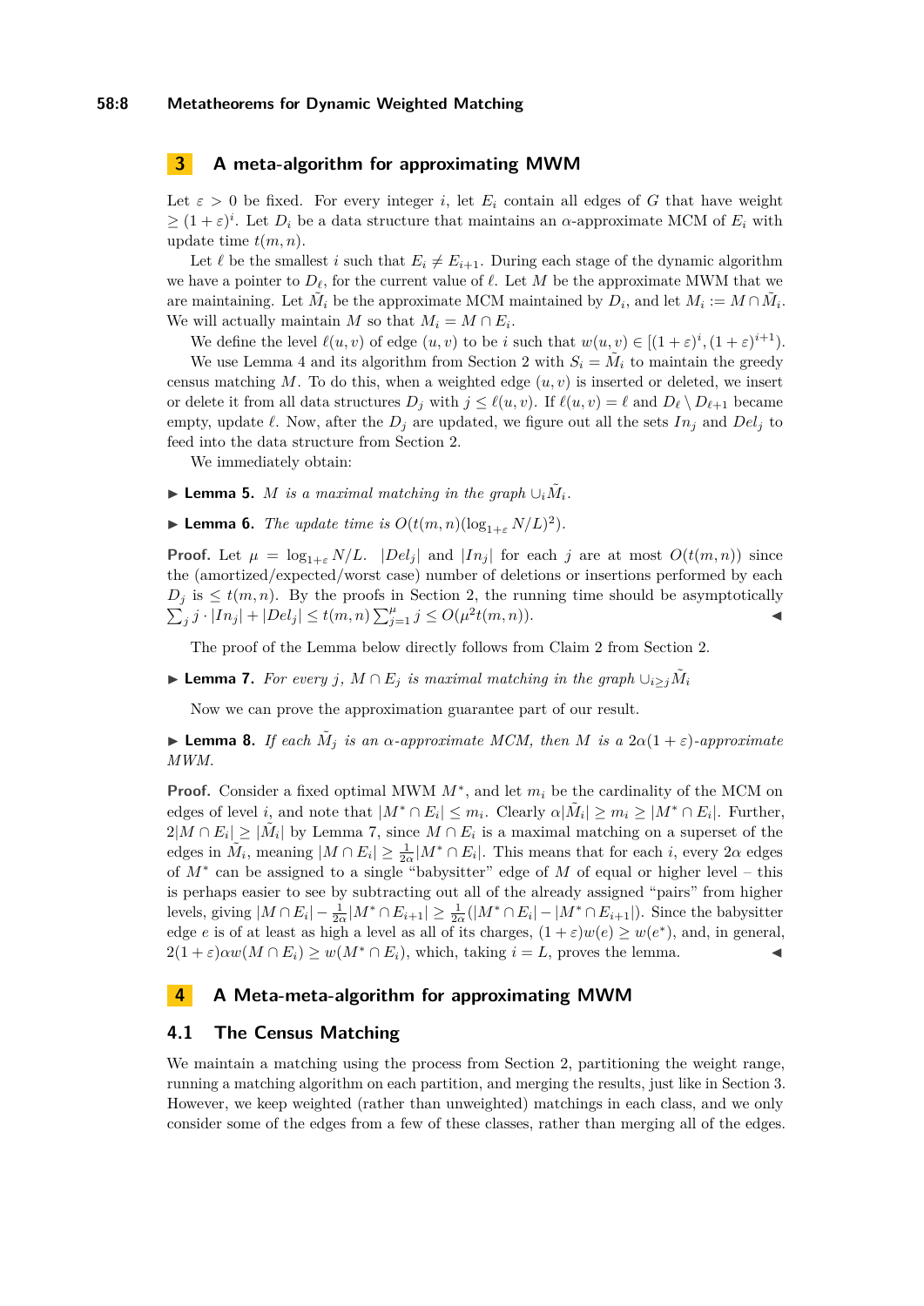## 3 A meta-algorithm for approximating MWM

Let $\varepsilon > 0$ be fixed. For every integer $i$, let $E_i$ contain all edges of $G$ that have weight $\geq (1+\varepsilon)^i$. Let $D_i$ be a data structure that maintains an $\alpha$-approximate MCM of $E_i$ with update time $t(m, n)$.

Let $\ell$ be the smallest $i$ such that $E_i \neq E_{i+1}$. During each stage of the dynamic algorithm we have a pointer to $D_\ell$, for the current value of $\ell$. Let $M$ be the approximate MWM that we are maintaining. Let $\tilde{M}_i$ be the approximate MCM maintained by $D_i$, and let $M_i := M \cap \tilde{M}_i$. We will actually maintain $M$ so that $M_i = M \cap E_i$.

We define the level $\ell(u, v)$ of edge $(u, v)$ to be $i$ such that $w(u, v) \in [(1+\varepsilon)^i, (1+\varepsilon)^{i+1})$.

We use Lemma 4 and its algorithm from Section 2 with $S_i = \tilde{M}_i$ to maintain the greedy census matching $M$. To do this, when a weighted edge $(u, v)$ is inserted or deleted, we insert or delete it from all data structures $D_j$ with $j \leq \ell(u, v)$. If $\ell(u, v) = \ell$ and $D_\ell \setminus D_{\ell+1}$ became empty, update $\ell$. Now, after the $D_j$ are updated, we figure out all the sets $In_j$ and $Del_j$ to feed into the data structure from Section 2.

We immediately obtain:

▶ **Lemma 5.** *$M$ is a maximal matching in the graph $\cup_i \tilde{M}_i$.*

▶ **Lemma 6.** *The update time is $O(t(m, n)(\log_{1+\varepsilon} N/L)^2)$.*

**Proof.** Let $\mu = \log_{1+\varepsilon} N/L$. $|Del_j|$ and $|In_j|$ for each $j$ are at most $O(t(m, n))$ since the (amortized/expected/worst case) number of deletions or insertions performed by each $D_j$ is $\leq t(m, n)$. By the proofs in Section 2, the running time should be asymptotically $\sum_j j \cdot |In_j| + |Del_j| \leq t(m, n) \sum_{j=1}^{\mu} j \leq O(\mu^2 t(m, n))$. ◀

The proof of the Lemma below directly follows from Claim 2 from Section 2.

▶ **Lemma 7.** *For every $j$, $M \cap E_j$ is maximal matching in the graph $\cup_{i \geq j} \tilde{M}_i$*

Now we can prove the approximation guarantee part of our result.

▶ **Lemma 8.** *If each $\tilde{M}_j$ is an $\alpha$-approximate MCM, then $M$ is a $2\alpha(1+\varepsilon)$-approximate MWM.*

**Proof.** Consider a fixed optimal MWM $M^*$, and let $m_i$ be the cardinality of the MCM on edges of level $i$, and note that $|M^* \cap E_i| \leq m_i$. Clearly $\alpha|\tilde{M}_i| \geq m_i \geq |M^* \cap E_i|$. Further, $2|M \cap E_i| \geq |\tilde{M}_i|$ by Lemma 7, since $M \cap E_i$ is a maximal matching on a superset of the edges in $\tilde{M}_i$, meaning $|M \cap E_i| \geq \frac{1}{2\alpha}|M^* \cap E_i|$. This means that for each $i$, every $2\alpha$ edges of $M^*$ can be assigned to a single "babysitter" edge of $M$ of equal or higher level – this is perhaps easier to see by subtracting out all of the already assigned "pairs" from higher levels, giving $|M \cap E_i| - \frac{1}{2\alpha}|M^* \cap E_{i+1}| \geq \frac{1}{2\alpha}(|M^* \cap E_i| - |M^* \cap E_{i+1}|)$. Since the babysitter edge $e$ is of at least as high a level as all of its charges, $(1+\varepsilon)w(e) \geq w(e^*)$, and, in general, $2(1+\varepsilon)\alpha w(M \cap E_i) \geq w(M^* \cap E_i)$, which, taking $i = L$, proves the lemma. ◀

## 4 A Meta-meta-algorithm for approximating MWM

### 4.1 The Census Matching

We maintain a matching using the process from Section 2, partitioning the weight range, running a matching algorithm on each partition, and merging the results, just like in Section 3. However, we keep weighted (rather than unweighted) matchings in each class, and we only consider some of the edges from a few of these classes, rather than merging all of the edges.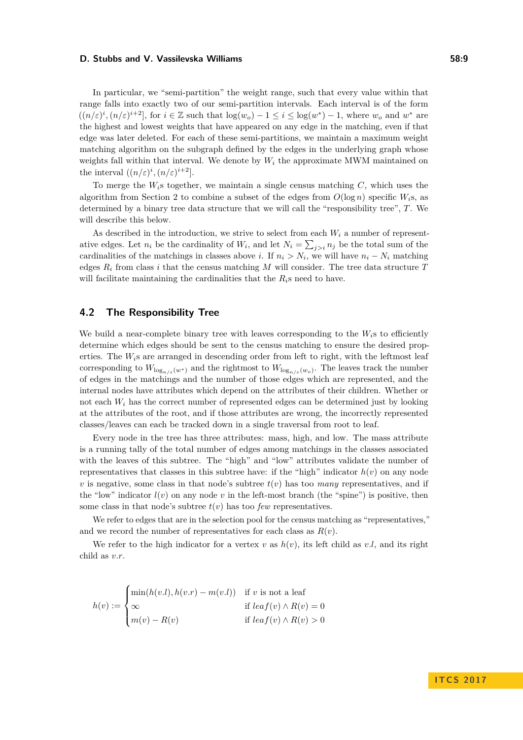In particular, we "semi-partition" the weight range, such that every value within that range falls into exactly two of our semi-partition intervals. Each interval is of the form $((n/\varepsilon)^i, (n/\varepsilon)^{i+2}]$, for $i \in \mathbb{Z}$ such that $\log(w_o) - 1 \leq i \leq \log(w^*) - 1$, where $w_o$ and $w^*$ are the highest and lowest weights that have appeared on any edge in the matching, even if that edge was later deleted. For each of these semi-partitions, we maintain a maximum weight matching algorithm on the subgraph defined by the edges in the underlying graph whose weights fall within that interval. We denote by $W_i$ the approximate MWM maintained on the interval $((n/\varepsilon)^i, (n/\varepsilon)^{i+2}]$.

To merge the $W_i$s together, we maintain a single census matching $C$, which uses the algorithm from Section 2 to combine a subset of the edges from $O(\log n)$ specific $W_i$s, as determined by a binary tree data structure that we will call the "responsibility tree", $T$. We will describe this below.

As described in the introduction, we strive to select from each $W_i$ a number of representative edges. Let $n_i$ be the cardinality of $W_i$, and let $N_i = \sum_{j>i} n_j$ be the total sum of the cardinalities of the matchings in classes above $i$. If $n_i > N_i$, we will have $n_i - N_i$ matching edges $R_i$ from class $i$ that the census matching $M$ will consider. The tree data structure $T$ will facilitate maintaining the cardinalities that the $R_i$s need to have.

## 4.2 The Responsibility Tree

We build a near-complete binary tree with leaves corresponding to the $W_i$s to efficiently determine which edges should be sent to the census matching to ensure the desired properties. The $W_i$s are arranged in descending order from left to right, with the leftmost leaf corresponding to $W_{\log_{n/\varepsilon}(w^*)}$ and the rightmost to $W_{\log_{n/\varepsilon}(w_o)}$. The leaves track the number of edges in the matchings and the number of those edges which are represented, and the internal nodes have attributes which depend on the attributes of their children. Whether or not each $W_i$ has the correct number of represented edges can be determined just by looking at the attributes of the root, and if those attributes are wrong, the incorrectly represented classes/leaves can each be tracked down in a single traversal from root to leaf.

Every node in the tree has three attributes: mass, high, and low. The mass attribute is a running tally of the total number of edges among matchings in the classes associated with the leaves of this subtree. The "high" and "low" attributes validate the number of representatives that classes in this subtree have: if the "high" indicator $h(v)$ on any node $v$ is negative, some class in that node's subtree $t(v)$ has too *many* representatives, and if the "low" indicator $l(v)$ on any node $v$ in the left-most branch (the "spine") is positive, then some class in that node's subtree $t(v)$ has too *few* representatives.

We refer to edges that are in the selection pool for the census matching as "representatives," and we record the number of representatives for each class as $R(v)$.

We refer to the high indicator for a vertex $v$ as $h(v)$, its left child as $v.l$, and its right child as $v.r$.

$$h(v) := \begin{cases} \min(h(v.l), h(v.r) - m(v.l)) & \text{if } v \text{ is not a leaf} \\ \infty & \text{if } leaf(v) \wedge R(v) = 0 \\ m(v) - R(v) & \text{if } leaf(v) \wedge R(v) > 0 \end{cases}$$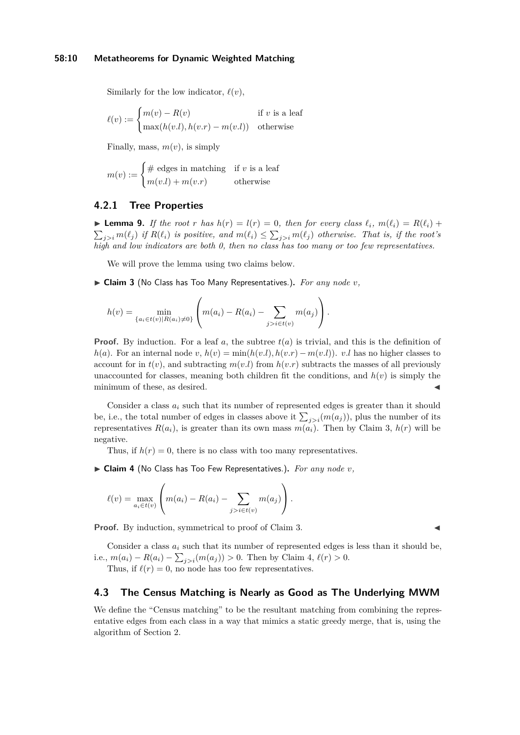Similarly for the low indicator, $\ell(v)$,

$$\ell(v) := \begin{cases} m(v) - R(v) & \text{if } v \text{ is a leaf} \\ \max(h(v.l), h(v.r) - m(v.l)) & \text{otherwise} \end{cases}$$

Finally, mass, $m(v)$, is simply

$$m(v) := \begin{cases} \#\text{ edges in matching} & \text{if } v \text{ is a leaf} \\ m(v.l) + m(v.r) & \text{otherwise} \end{cases}$$

### 4.2.1 Tree Properties

▶ **Lemma 9.** *If the root $r$ has $h(r) = l(r) = 0$, then for every class $\ell_i$, $m(\ell_i) = R(\ell_i) + \sum_{j>i} m(\ell_j)$ if $R(\ell_i)$ is positive, and $m(\ell_i) \leq \sum_{j>i} m(\ell_j)$ otherwise. That is, if the root's high and low indicators are both 0, then no class has too many or too few representatives.*

We will prove the lemma using two claims below.

▶ **Claim 3** (No Class has Too Many Representatives.)**.** *For any node $v$,*

$$h(v) = \min_{\{a_i \in t(v) | R(a_i) \neq 0\}} \left( m(a_i) - R(a_i) - \sum_{j>i \in t(v)} m(a_j) \right).$$

**Proof.** By induction. For a leaf $a$, the subtree $t(a)$ is trivial, and this is the definition of $h(a)$. For an internal node $v$, $h(v) = \min(h(v.l), h(v.r) - m(v.l))$. $v.l$ has no higher classes to account for in $t(v)$, and subtracting $m(v.l)$ from $h(v.r)$ subtracts the masses of all previously unaccounted for classes, meaning both children fit the conditions, and $h(v)$ is simply the minimum of these, as desired. ◀

Consider a class $a_i$ such that its number of represented edges is greater than it should be, i.e., the total number of edges in classes above it $\sum_{j>i}(m(a_j))$, plus the number of its representatives $R(a_i)$, is greater than its own mass $m(a_i)$. Then by Claim 3, $h(r)$ will be negative.

Thus, if $h(r) = 0$, there is no class with too many representatives.

▶ **Claim 4** (No Class has Too Few Representatives.)**.** *For any node $v$,*

$$\ell(v) = \max_{a_i \in t(v)} \left( m(a_i) - R(a_i) - \sum_{j>i \in t(v)} m(a_j) \right).$$

**Proof.** By induction, symmetrical to proof of Claim 3. ◀

Consider a class $a_i$ such that its number of represented edges is less than it should be, i.e., $m(a_i) - R(a_i) - \sum_{j>i}(m(a_j)) > 0$. Then by Claim 4, $\ell(r) > 0$.

Thus, if $\ell(r) = 0$, no node has too few representatives.

## 4.3 The Census Matching is Nearly as Good as The Underlying MWM

We define the "Census matching" to be the resultant matching from combining the representative edges from each class in a way that mimics a static greedy merge, that is, using the algorithm of Section 2.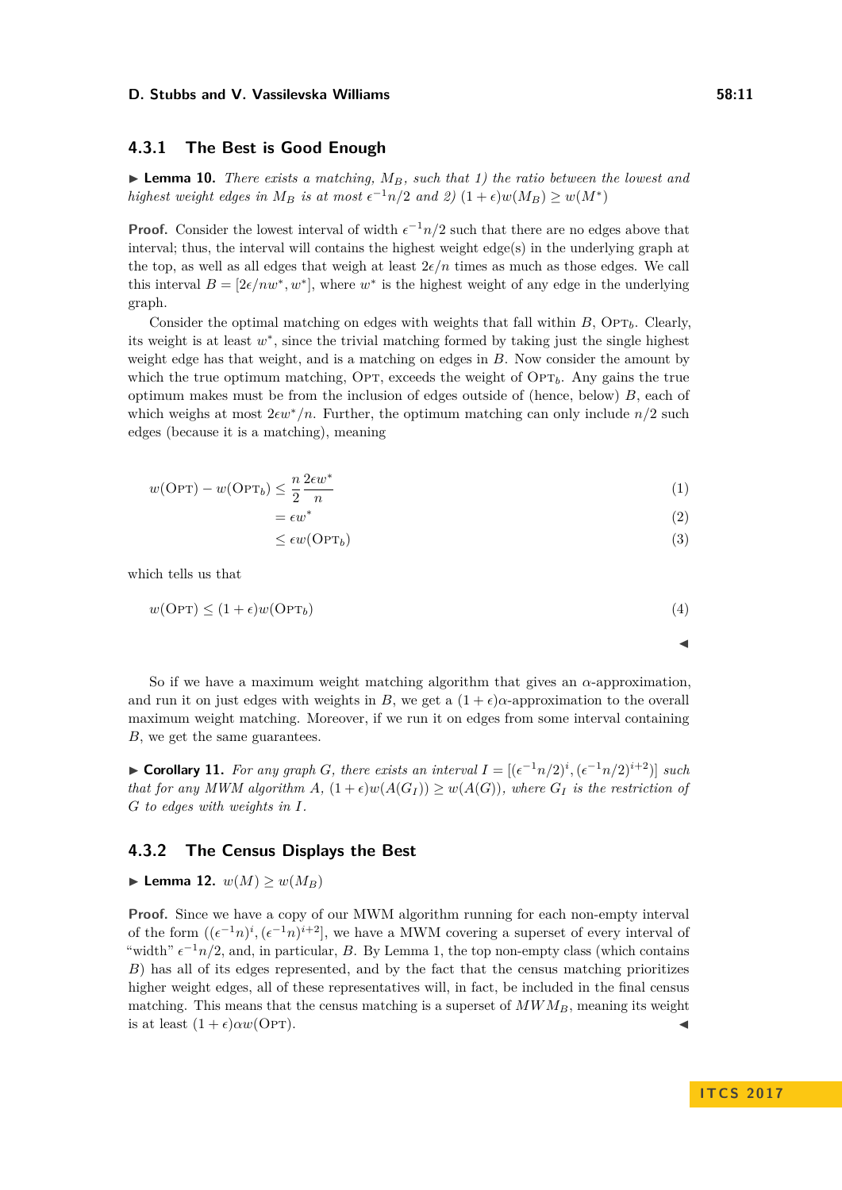### 4.3.1 The Best is Good Enough

▶ **Lemma 10.** *There exists a matching, $M_B$, such that 1) the ratio between the lowest and highest weight edges in $M_B$ is at most $\epsilon^{-1}n/2$ and 2) $(1+\epsilon)w(M_B) \geq w(M^*)$*

**Proof.** Consider the lowest interval of width $\epsilon^{-1}n/2$ such that there are no edges above that interval; thus, the interval will contains the highest weight edge(s) in the underlying graph at the top, as well as all edges that weigh at least $2\epsilon/n$ times as much as those edges. We call this interval $B = [2\epsilon/nw^*, w^*]$, where $w^*$ is the highest weight of any edge in the underlying graph.

Consider the optimal matching on edges with weights that fall within $B$, $\text{OPT}_b$. Clearly, its weight is at least $w^*$, since the trivial matching formed by taking just the single highest weight edge has that weight, and is a matching on edges in $B$. Now consider the amount by which the true optimum matching, $\text{OPT}$, exceeds the weight of $\text{OPT}_b$. Any gains the true optimum makes must be from the inclusion of edges outside of (hence, below) $B$, each of which weighs at most $2\epsilon w^*/n$. Further, the optimum matching can only include $n/2$ such edges (because it is a matching), meaning

$$
\begin{aligned}
w(\text{OPT}) - w(\text{OPT}_b) &\leq \frac{n}{2}\frac{2\epsilon w^*}{n} && (1)\\
&= \epsilon w^* && (2)\\
&\leq \epsilon w(\text{OPT}_b) && (3)
\end{aligned}
$$

which tells us that

$$
w(\text{OPT}) \leq (1+\epsilon)w(\text{OPT}_b) \tag{4}
$$

◀

So if we have a maximum weight matching algorithm that gives an $\alpha$-approximation, and run it on just edges with weights in $B$, we get a $(1+\epsilon)\alpha$-approximation to the overall maximum weight matching. Moreover, if we run it on edges from some interval containing $B$, we get the same guarantees.

▶ **Corollary 11.** *For any graph $G$, there exists an interval $I = [(\epsilon^{-1}n/2)^i, (\epsilon^{-1}n/2)^{i+2})]$ such that for any MWM algorithm $A$, $(1+\epsilon)w(A(G_I)) \geq w(A(G))$, where $G_I$ is the restriction of $G$ to edges with weights in $I$.*

### 4.3.2 The Census Displays the Best

▶ **Lemma 12.** $w(M) \geq w(M_B)$

**Proof.** Since we have a copy of our MWM algorithm running for each non-empty interval of the form $((\epsilon^{-1}n)^i, (\epsilon^{-1}n)^{i+2}]$, we have a MWM covering a superset of every interval of "width" $\epsilon^{-1}n/2$, and, in particular, $B$. By Lemma 1, the top non-empty class (which contains $B$) has all of its edges represented, and by the fact that the census matching prioritizes higher weight edges, all of these representatives will, in fact, be included in the final census matching. This means that the census matching is a superset of $MWM_B$, meaning its weight is at least $(1+\epsilon)\alpha w(\text{OPT})$. ◀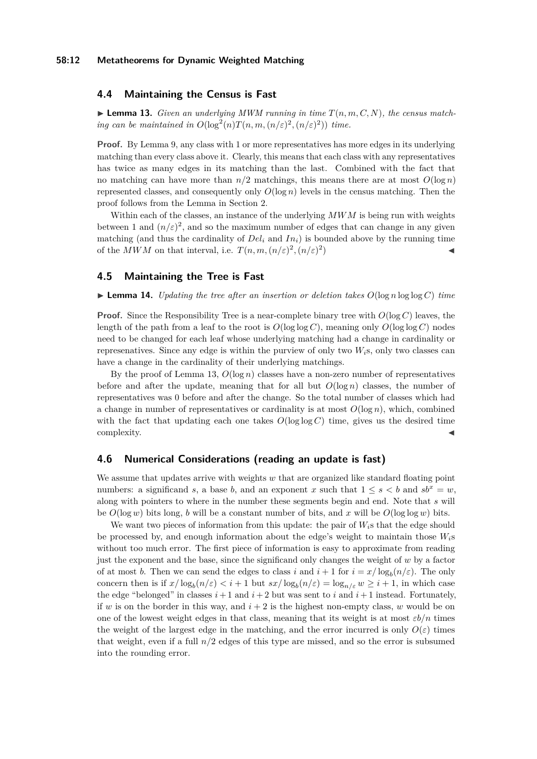## 4.4 Maintaining the Census is Fast

▶ **Lemma 13.** *Given an underlying MWM running in time $T(n, m, C, N)$, the census matching can be maintained in $O(\log^2(n)T(n, m, (n/\varepsilon)^2, (n/\varepsilon)^2))$ time.*

**Proof.** By Lemma 9, any class with 1 or more representatives has more edges in its underlying matching than every class above it. Clearly, this means that each class with any representatives has twice as many edges in its matching than the last. Combined with the fact that no matching can have more than $n/2$ matchings, this means there are at most $O(\log n)$ represented classes, and consequently only $O(\log n)$ levels in the census matching. Then the proof follows from the Lemma in Section 2.

Within each of the classes, an instance of the underlying $MWM$ is being run with weights between 1 and $(n/\varepsilon)^2$, and so the maximum number of edges that can change in any given matching (and thus the cardinality of $Del_i$ and $In_i$) is bounded above by the running time of the $MWM$ on that interval, i.e. $T(n, m, (n/\varepsilon)^2, (n/\varepsilon)^2)$ ◀

## 4.5 Maintaining the Tree is Fast

▶ **Lemma 14.** *Updating the tree after an insertion or deletion takes $O(\log n \log \log C)$ time*

**Proof.** Since the Responsibility Tree is a near-complete binary tree with $O(\log C)$ leaves, the length of the path from a leaf to the root is $O(\log \log C)$, meaning only $O(\log \log C)$ nodes need to be changed for each leaf whose underlying matching had a change in cardinality or represenatives. Since any edge is within the purview of only two $W_i$s, only two classes can have a change in the cardinality of their underlying matchings.

By the proof of Lemma 13, $O(\log n)$ classes have a non-zero number of representatives before and after the update, meaning that for all but $O(\log n)$ classes, the number of representatives was 0 before and after the change. So the total number of classes which had a change in number of representatives or cardinality is at most $O(\log n)$, which, combined with the fact that updating each one takes $O(\log \log C)$ time, gives us the desired time complexity. ◀

## 4.6 Numerical Considerations (reading an update is fast)

We assume that updates arrive with weights $w$ that are organized like standard floating point numbers: a significand $s$, a base $b$, and an exponent $x$ such that $1 \leq s < b$ and $sb^x = w$, along with pointers to where in the number these segments begin and end. Note that $s$ will be $O(\log w)$ bits long, $b$ will be a constant number of bits, and $x$ will be $O(\log \log w)$ bits.

We want two pieces of information from this update: the pair of $W_i$s that the edge should be processed by, and enough information about the edge's weight to maintain those $W_i$s without too much error. The first piece of information is easy to approximate from reading just the exponent and the base, since the significand only changes the weight of $w$ by a factor of at most $b$. Then we can send the edges to class $i$ and $i+1$ for $i = x/\log_b(n/\varepsilon)$. The only concern then is if $x/\log_b(n/\varepsilon) < i+1$ but $sx/\log_b(n/\varepsilon) = \log_{n/\varepsilon} w \geq i+1$, in which case the edge "belonged" in classes $i+1$ and $i+2$ but was sent to $i$ and $i+1$ instead. Fortunately, if $w$ is on the border in this way, and $i+2$ is the highest non-empty class, $w$ would be on one of the lowest weight edges in that class, meaning that its weight is at most $\varepsilon b/n$ times the weight of the largest edge in the matching, and the error incurred is only $O(\varepsilon)$ times that weight, even if a full $n/2$ edges of this type are missed, and so the error is subsumed into the rounding error.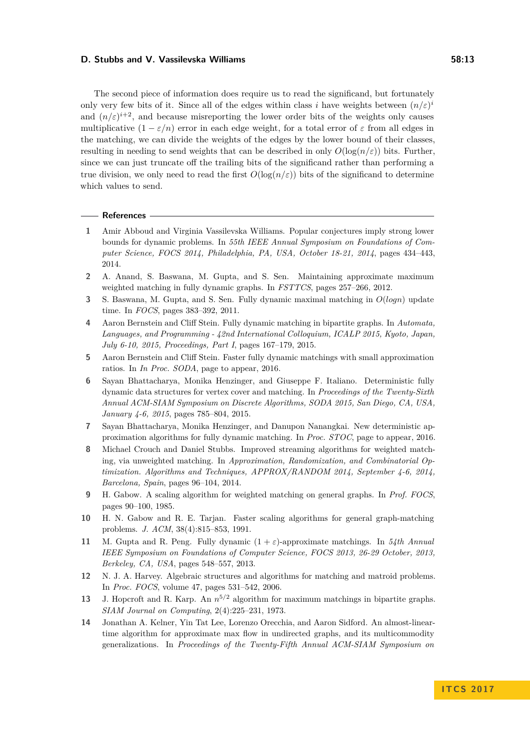The second piece of information does require us to read the significand, but fortunately only very few bits of it. Since all of the edges within class $i$ have weights between $(n/\varepsilon)^i$ and $(n/\varepsilon)^{i+2}$, and because misreporting the lower order bits of the weights only causes multiplicative $(1 - \varepsilon/n)$ error in each edge weight, for a total error of $\varepsilon$ from all edges in the matching, we can divide the weights of the edges by the lower bound of their classes, resulting in needing to send weights that can be described in only $O(\log(n/\varepsilon))$ bits. Further, since we can just truncate off the trailing bits of the significand rather than performing a true division, we only need to read the first $O(\log(n/\varepsilon))$ bits of the significand to determine which values to send.

## References

1. Amir Abboud and Virginia Vassilevska Williams. Popular conjectures imply strong lower bounds for dynamic problems. In *55th IEEE Annual Symposium on Foundations of Computer Science, FOCS 2014, Philadelphia, PA, USA, October 18-21, 2014*, pages 434–443, 2014.
2. A. Anand, S. Baswana, M. Gupta, and S. Sen. Maintaining approximate maximum weighted matching in fully dynamic graphs. In *FSTTCS*, pages 257–266, 2012.
3. S. Baswana, M. Gupta, and S. Sen. Fully dynamic maximal matching in $O(logn)$ update time. In *FOCS*, pages 383–392, 2011.
4. Aaron Bernstein and Cliff Stein. Fully dynamic matching in bipartite graphs. In *Automata, Languages, and Programming - 42nd International Colloquium, ICALP 2015, Kyoto, Japan, July 6-10, 2015, Proceedings, Part I*, pages 167–179, 2015.
5. Aaron Bernstein and Cliff Stein. Faster fully dynamic matchings with small approximation ratios. In *In Proc. SODA*, page to appear, 2016.
6. Sayan Bhattacharya, Monika Henzinger, and Giuseppe F. Italiano. Deterministic fully dynamic data structures for vertex cover and matching. In *Proceedings of the Twenty-Sixth Annual ACM-SIAM Symposium on Discrete Algorithms, SODA 2015, San Diego, CA, USA, January 4-6, 2015*, pages 785–804, 2015.
7. Sayan Bhattacharya, Monika Henzinger, and Danupon Nanangkai. New deterministic approximation algorithms for fully dynamic matching. In *Proc. STOC*, page to appear, 2016.
8. Michael Crouch and Daniel Stubbs. Improved streaming algorithms for weighted matching, via unweighted matching. In *Approximation, Randomization, and Combinatorial Optimization. Algorithms and Techniques, APPROX/RANDOM 2014, September 4-6, 2014, Barcelona, Spain*, pages 96–104, 2014.
9. H. Gabow. A scaling algorithm for weighted matching on general graphs. In *Prof. FOCS*, pages 90–100, 1985.
10. H. N. Gabow and R. E. Tarjan. Faster scaling algorithms for general graph-matching problems. *J. ACM*, 38(4):815–853, 1991.
11. M. Gupta and R. Peng. Fully dynamic $(1+\varepsilon)$-approximate matchings. In *54th Annual IEEE Symposium on Foundations of Computer Science, FOCS 2013, 26-29 October, 2013, Berkeley, CA, USA*, pages 548–557, 2013.
12. N. J. A. Harvey. Algebraic structures and algorithms for matching and matroid problems. In *Proc. FOCS*, volume 47, pages 531–542, 2006.
13. J. Hopcroft and R. Karp. An $n^{5/2}$ algorithm for maximum matchings in bipartite graphs. *SIAM Journal on Computing*, 2(4):225–231, 1973.
14. Jonathan A. Kelner, Yin Tat Lee, Lorenzo Orecchia, and Aaron Sidford. An almost-linear-time algorithm for approximate max flow in undirected graphs, and its multicommodity generalizations. In *Proceedings of the Twenty-Fifth Annual ACM-SIAM Symposium on*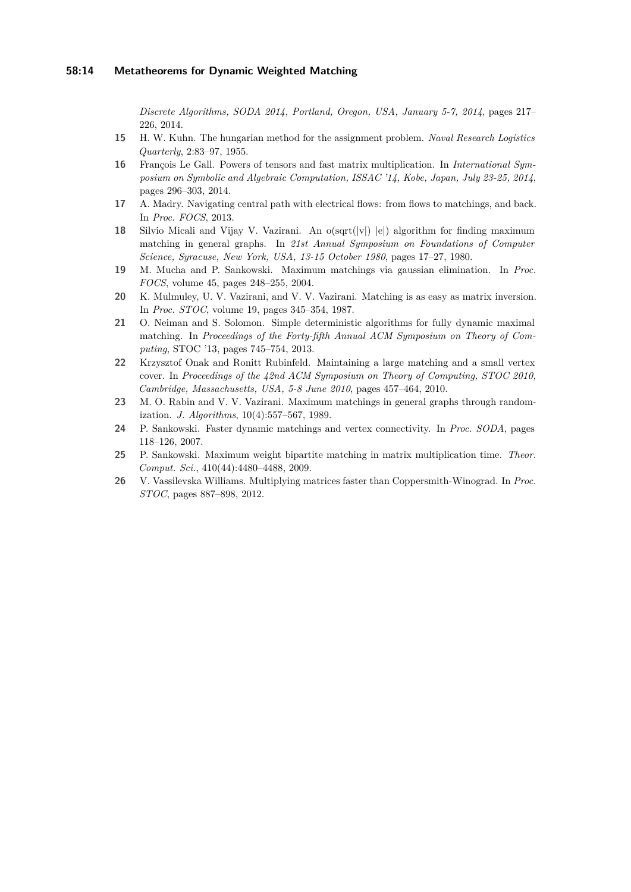*Discrete Algorithms, SODA 2014, Portland, Oregon, USA, January 5-7, 2014*, pages 217–226, 2014.

15 H. W. Kuhn. The hungarian method for the assignment problem. *Naval Research Logistics Quarterly*, 2:83–97, 1955.

16 François Le Gall. Powers of tensors and fast matrix multiplication. In *International Symposium on Symbolic and Algebraic Computation, ISSAC '14, Kobe, Japan, July 23-25, 2014*, pages 296–303, 2014.

17 A. Madry. Navigating central path with electrical flows: from flows to matchings, and back. In *Proc. FOCS*, 2013.

18 Silvio Micali and Vijay V. Vazirani. An o(sqrt(|v|) |e|) algorithm for finding maximum matching in general graphs. In *21st Annual Symposium on Foundations of Computer Science, Syracuse, New York, USA, 13-15 October 1980*, pages 17–27, 1980.

19 M. Mucha and P. Sankowski. Maximum matchings via gaussian elimination. In *Proc. FOCS*, volume 45, pages 248–255, 2004.

20 K. Mulmuley, U. V. Vazirani, and V. V. Vazirani. Matching is as easy as matrix inversion. In *Proc. STOC*, volume 19, pages 345–354, 1987.

21 O. Neiman and S. Solomon. Simple deterministic algorithms for fully dynamic maximal matching. In *Proceedings of the Forty-fifth Annual ACM Symposium on Theory of Computing*, STOC '13, pages 745–754, 2013.

22 Krzysztof Onak and Ronitt Rubinfeld. Maintaining a large matching and a small vertex cover. In *Proceedings of the 42nd ACM Symposium on Theory of Computing, STOC 2010, Cambridge, Massachusetts, USA, 5-8 June 2010*, pages 457–464, 2010.

23 M. O. Rabin and V. V. Vazirani. Maximum matchings in general graphs through randomization. *J. Algorithms*, 10(4):557–567, 1989.

24 P. Sankowski. Faster dynamic matchings and vertex connectivity. In *Proc. SODA*, pages 118–126, 2007.

25 P. Sankowski. Maximum weight bipartite matching in matrix multiplication time. *Theor. Comput. Sci.*, 410(44):4480–4488, 2009.

26 V. Vassilevska Williams. Multiplying matrices faster than Coppersmith-Winograd. In *Proc. STOC*, pages 887–898, 2012.